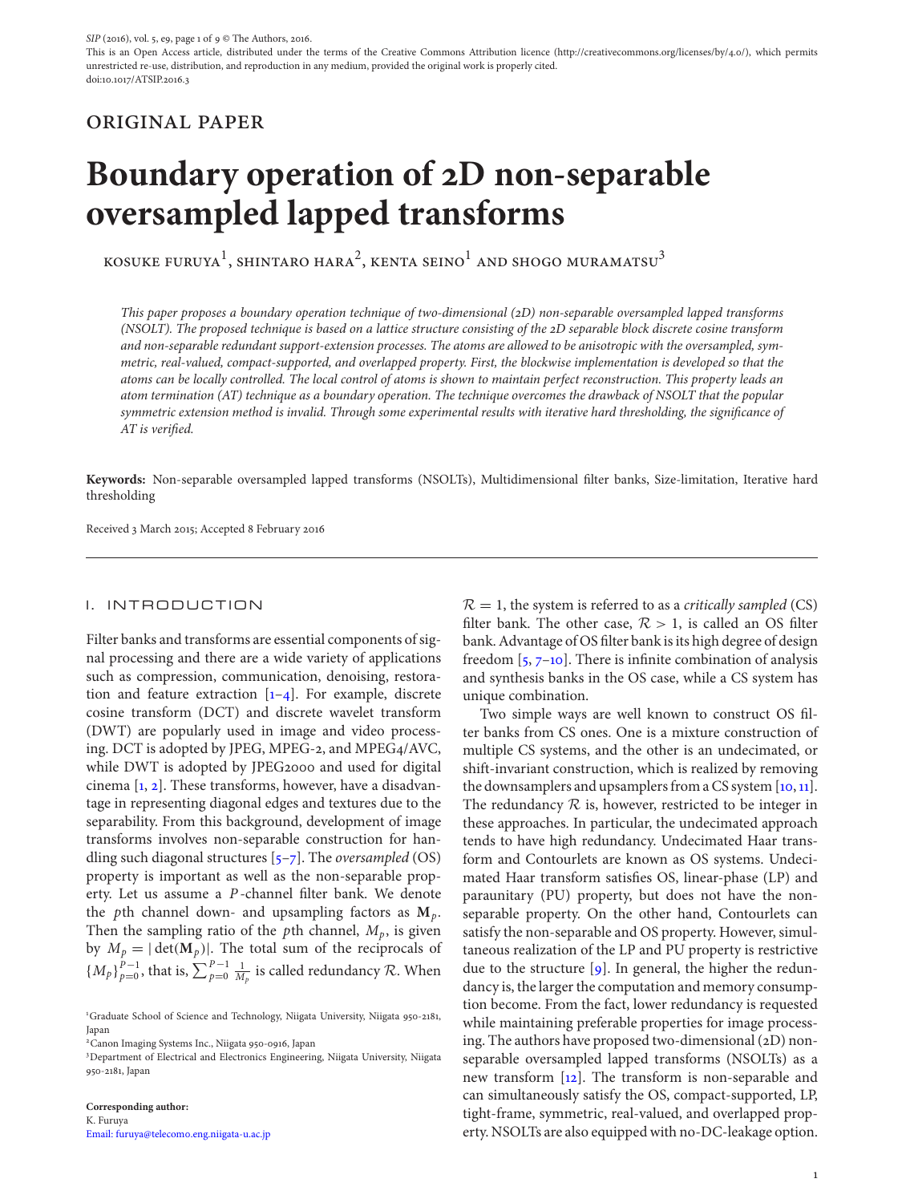SIP (2016), vol. 5, e9, page 1 of 9 © The Authors, 2016.
This is an Open Access article, distributed under the terms of the Creative Commons Attribution licence (http://creativecommons.org/licenses/by/4.0/), which permits unrestricted re-use, distribution, and reproduction in any medium, provided the original work is properly cited.
doi:10.1017/ATSIP.2016.3

ORIGINAL PAPER

# Boundary operation of 2D non-separable oversampled lapped transforms

KOSUKE FURUYA[1], SHINTARO HARA[2], KENTA SEINO[1] AND SHOGO MURAMATSU[3]

*This paper proposes a boundary operation technique of two-dimensional (2D) non-separable oversampled lapped transforms (NSOLT). The proposed technique is based on a lattice structure consisting of the 2D separable block discrete cosine transform and non-separable redundant support-extension processes. The atoms are allowed to be anisotropic with the oversampled, symmetric, real-valued, compact-supported, and overlapped property. First, the blockwise implementation is developed so that the atoms can be locally controlled. The local control of atoms is shown to maintain perfect reconstruction. This property leads an atom termination (AT) technique as a boundary operation. The technique overcomes the drawback of NSOLT that the popular symmetric extension method is invalid. Through some experimental results with iterative hard thresholding, the significance of AT is verified.*

**Keywords:** Non-separable oversampled lapped transforms (NSOLTs), Multidimensional filter banks, Size-limitation, Iterative hard thresholding

Received 3 March 2015; Accepted 8 February 2016

## I. INTRODUCTION

Filter banks and transforms are essential components of signal processing and there are a wide variety of applications such as compression, communication, denoising, restoration and feature extraction [1–4]. For example, discrete cosine transform (DCT) and discrete wavelet transform (DWT) are popularly used in image and video processing. DCT is adopted by JPEG, MPEG-2, and MPEG4/AVC, while DWT is adopted by JPEG2000 and used for digital cinema [1, 2]. These transforms, however, have a disadvantage in representing diagonal edges and textures due to the separability. From this background, development of image transforms involves non-separable construction for handling such diagonal structures [5–7]. The *oversampled* (OS) property is important as well as the non-separable property. Let us assume a $P$-channel filter bank. We denote the $p$th channel down- and upsampling factors as $\mathbf{M}_p$. Then the sampling ratio of the $p$th channel, $M_p$, is given by $M_p = |\det(\mathbf{M}_p)|$. The total sum of the reciprocals of $\{M_p\}_{p=0}^{P-1}$, that is, $\sum_{p=0}^{P-1} \frac{1}{M_p}$ is called redundancy $\mathcal{R}$. When $\mathcal{R} = 1$, the system is referred to as a *critically sampled* (CS) filter bank. The other case, $\mathcal{R} > 1$, is called an OS filter bank. Advantage of OS filter bank is its high degree of design freedom [5, 7–10]. There is infinite combination of analysis and synthesis banks in the OS case, while a CS system has unique combination.

Two simple ways are well known to construct OS filter banks from CS ones. One is a mixture construction of multiple CS systems, and the other is an undecimated, or shift-invariant construction, which is realized by removing the downsamplers and upsamplers from a CS system [10, 11]. The redundancy $\mathcal{R}$ is, however, restricted to be integer in these approaches. In particular, the undecimated approach tends to have high redundancy. Undecimated Haar transform and Contourlets are known as OS systems. Undecimated Haar transform satisfies OS, linear-phase (LP) and paraunitary (PU) property, but does not have the non-separable property. On the other hand, Contourlets can satisfy the non-separable and OS property. However, simultaneous realization of the LP and PU property is restrictive due to the structure [9]. In general, the higher the redundancy is, the larger the computation and memory consumption become. From the fact, lower redundancy is requested while maintaining preferable properties for image processing. The authors have proposed two-dimensional (2D) non-separable oversampled lapped transforms (NSOLTs) as a new transform [12]. The transform is non-separable and can simultaneously satisfy the OS, compact-supported, LP, tight-frame, symmetric, real-valued, and overlapped property. NSOLTs are also equipped with no-DC-leakage option.

[1]Graduate School of Science and Technology, Niigata University, Niigata 950-2181, Japan
[2]Canon Imaging Systems Inc., Niigata 950-0916, Japan
[3]Department of Electrical and Electronics Engineering, Niigata University, Niigata 950-2181, Japan

**Corresponding author:**
K. Furuya
Email: furuya@telecomo.eng.niigata-u.ac.jp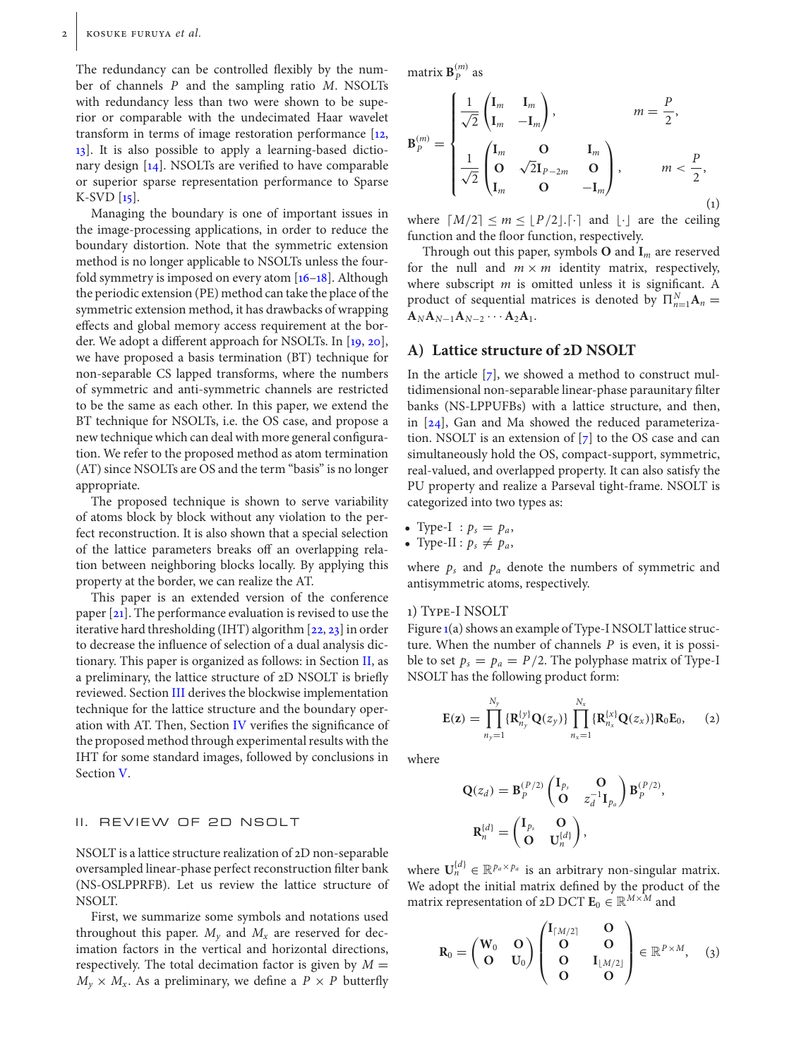The redundancy can be controlled flexibly by the number of channels $P$ and the sampling ratio $M$. NSOLTs with redundancy less than two were shown to be superior or comparable with the undecimated Haar wavelet transform in terms of image restoration performance [12, 13]. It is also possible to apply a learning-based dictionary design [14]. NSOLTs are verified to have comparable or superior sparse representation performance to Sparse K-SVD [15].

Managing the boundary is one of important issues in the image-processing applications, in order to reduce the boundary distortion. Note that the symmetric extension method is no longer applicable to NSOLTs unless the four-fold symmetry is imposed on every atom [16–18]. Although the periodic extension (PE) method can take the place of the symmetric extension method, it has drawbacks of wrapping effects and global memory access requirement at the border. We adopt a different approach for NSOLTs. In [19, 20], we have proposed a basis termination (BT) technique for non-separable CS lapped transforms, where the numbers of symmetric and anti-symmetric channels are restricted to be the same as each other. In this paper, we extend the BT technique for NSOLTs, i.e. the OS case, and propose a new technique which can deal with more general configuration. We refer to the proposed method as atom termination (AT) since NSOLTs are OS and the term "basis" is no longer appropriate.

The proposed technique is shown to serve variability of atoms block by block without any violation to the perfect reconstruction. It is also shown that a special selection of the lattice parameters breaks off an overlapping relation between neighboring blocks locally. By applying this property at the border, we can realize the AT.

This paper is an extended version of the conference paper [21]. The performance evaluation is revised to use the iterative hard thresholding (IHT) algorithm [22, 23] in order to decrease the influence of selection of a dual analysis dictionary. This paper is organized as follows: in Section II, as a preliminary, the lattice structure of 2D NSOLT is briefly reviewed. Section III derives the blockwise implementation technique for the lattice structure and the boundary operation with AT. Then, Section IV verifies the significance of the proposed method through experimental results with the IHT for some standard images, followed by conclusions in Section V.

## II. REVIEW OF 2D NSOLT

NSOLT is a lattice structure realization of 2D non-separable oversampled linear-phase perfect reconstruction filter bank (NS-OSLPPRFB). Let us review the lattice structure of NSOLT.

First, we summarize some symbols and notations used throughout this paper. $M_y$ and $M_x$ are reserved for decimation factors in the vertical and horizontal directions, respectively. The total decimation factor is given by $M = M_y \times M_x$. As a preliminary, we define a $P \times P$ butterfly matrix $\mathbf{B}_P^{(m)}$ as

$$\mathbf{B}_P^{(m)} = \begin{cases} \frac{1}{\sqrt{2}}\begin{pmatrix} \mathbf{I}_m & \mathbf{I}_m \\ \mathbf{I}_m & -\mathbf{I}_m \end{pmatrix}, & m = \frac{P}{2}, \\ \frac{1}{\sqrt{2}}\begin{pmatrix} \mathbf{I}_m & \mathbf{O} & \mathbf{I}_m \\ \mathbf{O} & \sqrt{2}\mathbf{I}_{P-2m} & \mathbf{O} \\ \mathbf{I}_m & \mathbf{O} & -\mathbf{I}_m \end{pmatrix}, & m < \frac{P}{2}, \end{cases} \quad (1)$$

where $\lceil M/2 \rceil \leq m \leq \lfloor P/2 \rfloor$. $\lceil\cdot\rceil$ and $\lfloor\cdot\rfloor$ are the ceiling function and the floor function, respectively.

Through out this paper, symbols $\mathbf{O}$ and $\mathbf{I}_m$ are reserved for the null and $m \times m$ identity matrix, respectively, where subscript $m$ is omitted unless it is significant. A product of sequential matrices is denoted by $\Pi_{n=1}^{N}\mathbf{A}_n = \mathbf{A}_N\mathbf{A}_{N-1}\mathbf{A}_{N-2}\cdots\mathbf{A}_2\mathbf{A}_1$.

### A) Lattice structure of 2D NSOLT

In the article [7], we showed a method to construct multidimensional non-separable linear-phase paraunitary filter banks (NS-LPPUFBs) with a lattice structure, and then, in [24], Gan and Ma showed the reduced parameterization. NSOLT is an extension of [7] to the OS case and can simultaneously hold the OS, compact-support, symmetric, real-valued, and overlapped property. It can also satisfy the PU property and realize a Parseval tight-frame. NSOLT is categorized into two types as:

- Type-I : $p_s = p_a$,
- Type-II : $p_s \neq p_a$,

where $p_s$ and $p_a$ denote the numbers of symmetric and antisymmetric atoms, respectively.

#### 1) Type-I NSOLT

Figure 1(a) shows an example of Type-I NSOLT lattice structure. When the number of channels $P$ is even, it is possible to set $p_s = p_a = P/2$. The polyphase matrix of Type-I NSOLT has the following product form:

$$\mathbf{E}(\mathbf{z}) = \prod_{n_y=1}^{N_y}\{\mathbf{R}_{n_y}^{\{y\}}\mathbf{Q}(z_y)\}\prod_{n_x=1}^{N_x}\{\mathbf{R}_{n_x}^{\{x\}}\mathbf{Q}(z_x)\}\mathbf{R}_0\mathbf{E}_0, \quad (2)$$

where

$$\mathbf{Q}(z_d) = \mathbf{B}_P^{(P/2)}\begin{pmatrix} \mathbf{I}_{p_s} & \mathbf{O} \\ \mathbf{O} & z_d^{-1}\mathbf{I}_{p_a} \end{pmatrix}\mathbf{B}_P^{(P/2)},$$

$$\mathbf{R}_n^{\{d\}} = \begin{pmatrix} \mathbf{I}_{p_s} & \mathbf{O} \\ \mathbf{O} & \mathbf{U}_n^{\{d\}} \end{pmatrix},$$

where $\mathbf{U}_n^{\{d\}} \in \mathbb{R}^{p_a \times p_a}$ is an arbitrary non-singular matrix. We adopt the initial matrix defined by the product of the matrix representation of 2D DCT $\mathbf{E}_0 \in \mathbb{R}^{M \times M}$ and

$$\mathbf{R}_0 = \begin{pmatrix} \mathbf{W}_0 & \mathbf{O} \\ \mathbf{O} & \mathbf{U}_0 \end{pmatrix}\begin{pmatrix} \mathbf{I}_{\lceil M/2 \rceil} & \mathbf{O} \\ \mathbf{O} & \mathbf{O} \\ \mathbf{O} & \mathbf{I}_{\lfloor M/2 \rfloor} \\ \mathbf{O} & \mathbf{O} \end{pmatrix} \in \mathbb{R}^{P \times M}, \quad (3)$$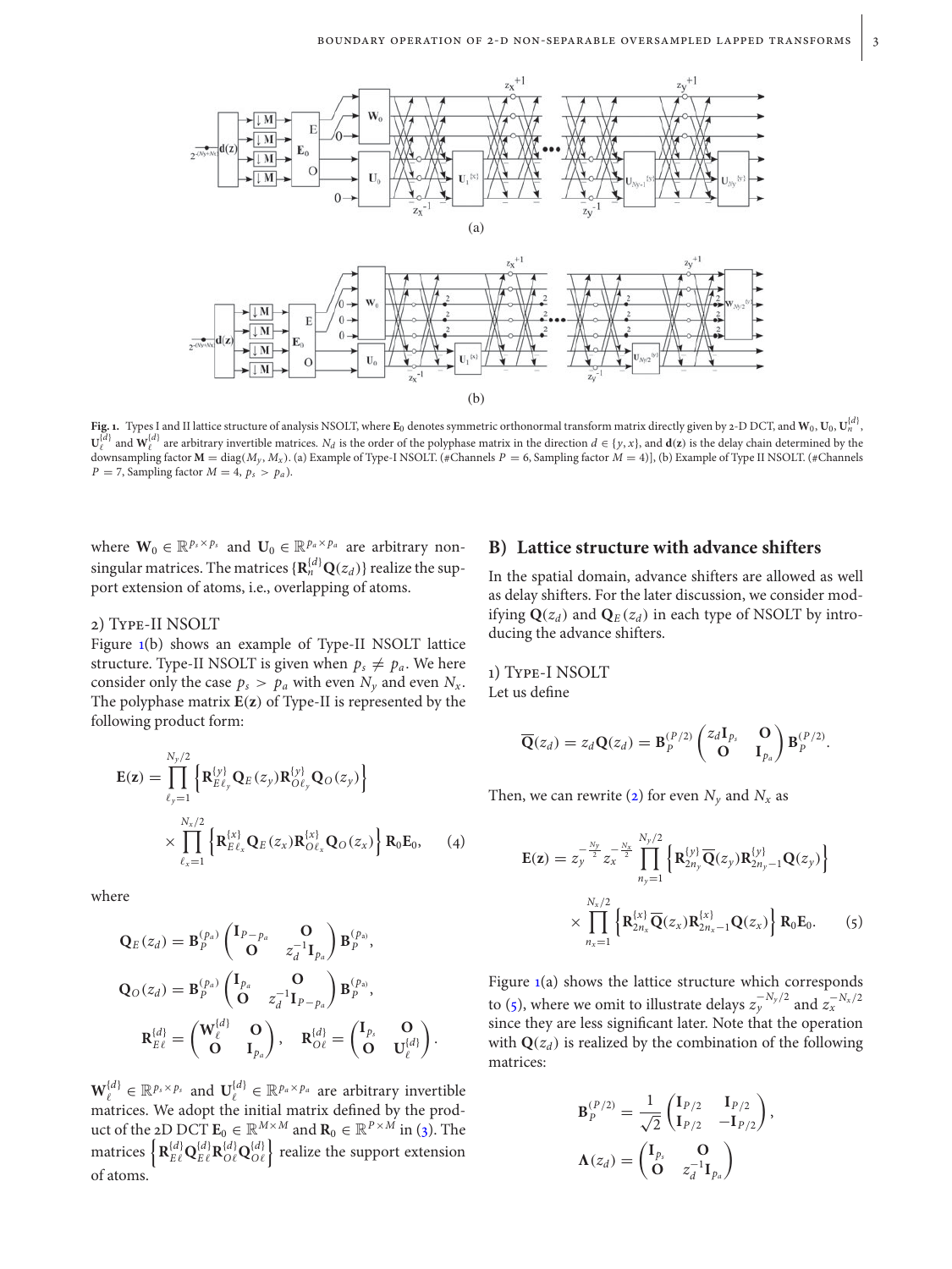Fig. 1. Types I and II lattice structure of analysis NSOLT, where $\mathbf{E}_0$ denotes symmetric orthonormal transform matrix directly given by 2-D DCT, and $\mathbf{W}_0, \mathbf{U}_0, \mathbf{U}_n^{\{d\}}$, $\mathbf{U}_\ell^{\{d\}}$ and $\mathbf{W}_\ell^{\{d\}}$ are arbitrary invertible matrices. $N_d$ is the order of the polyphase matrix in the direction $d \in \{y, x\}$, and $\mathbf{d}(\mathbf{z})$ is the delay chain determined by the downsampling factor $\mathbf{M} = \text{diag}(M_y, M_x)$. (a) Example of Type-I NSOLT. (#Channels $P = 6$, Sampling factor $M = 4$)], (b) Example of Type II NSOLT. (#Channels $P = 7$, Sampling factor $M = 4$, $p_s > p_a$).

where $\mathbf{W}_0 \in \mathbb{R}^{p_s \times p_s}$ and $\mathbf{U}_0 \in \mathbb{R}^{p_a \times p_a}$ are arbitrary non-singular matrices. The matrices $\{\mathbf{R}_n^{\{d\}}\mathbf{Q}(z_d)\}$ realize the support extension of atoms, i.e., overlapping of atoms.

### 2) Type-II NSOLT

Figure 1(b) shows an example of Type-II NSOLT lattice structure. Type-II NSOLT is given when $p_s \neq p_a$. We here consider only the case $p_s > p_a$ with even $N_y$ and even $N_x$. The polyphase matrix $\mathbf{E}(\mathbf{z})$ of Type-II is represented by the following product form:

$$\mathbf{E}(\mathbf{z}) = \prod_{\ell_y=1}^{N_y/2} \left\{ \mathbf{R}_{E\ell_y}^{\{y\}} \mathbf{Q}_E(z_y) \mathbf{R}_{O\ell_y}^{\{y\}} \mathbf{Q}_O(z_y) \right\} \times \prod_{\ell_x=1}^{N_x/2} \left\{ \mathbf{R}_{E\ell_x}^{\{x\}} \mathbf{Q}_E(z_x) \mathbf{R}_{O\ell_x}^{\{x\}} \mathbf{Q}_O(z_x) \right\} \mathbf{R}_0 \mathbf{E}_0, \quad (4)$$

where

$$\mathbf{Q}_E(z_d) = \mathbf{B}_P^{(p_a)} \begin{pmatrix} \mathbf{I}_{P-p_a} & \mathbf{O} \\ \mathbf{O} & z_d^{-1}\mathbf{I}_{p_a} \end{pmatrix} \mathbf{B}_P^{(p_a)},$$

$$\mathbf{Q}_O(z_d) = \mathbf{B}_P^{(p_a)} \begin{pmatrix} \mathbf{I}_{p_a} & \mathbf{O} \\ \mathbf{O} & z_d^{-1}\mathbf{I}_{P-p_a} \end{pmatrix} \mathbf{B}_P^{(p_a)},$$

$$\mathbf{R}_{E\ell}^{\{d\}} = \begin{pmatrix} \mathbf{W}_\ell^{\{d\}} & \mathbf{O} \\ \mathbf{O} & \mathbf{I}_{p_a} \end{pmatrix}, \quad \mathbf{R}_{O\ell}^{\{d\}} = \begin{pmatrix} \mathbf{I}_{p_s} & \mathbf{O} \\ \mathbf{O} & \mathbf{U}_\ell^{\{d\}} \end{pmatrix}.$$

$\mathbf{W}_\ell^{\{d\}} \in \mathbb{R}^{p_s \times p_s}$ and $\mathbf{U}_\ell^{\{d\}} \in \mathbb{R}^{p_a \times p_a}$ are arbitrary invertible matrices. We adopt the initial matrix defined by the product of the 2D DCT $\mathbf{E}_0 \in \mathbb{R}^{M \times M}$ and $\mathbf{R}_0 \in \mathbb{R}^{P \times M}$ in (3). The matrices $\left\{\mathbf{R}_{E\ell}^{\{d\}}\mathbf{Q}_{E\ell}^{\{d\}}\mathbf{R}_{O\ell}^{\{d\}}\mathbf{Q}_{O\ell}^{\{d\}}\right\}$ realize the support extension of atoms.

## B) Lattice structure with advance shifters

In the spatial domain, advance shifters are allowed as well as delay shifters. For the later discussion, we consider modifying $\mathbf{Q}(z_d)$ and $\mathbf{Q}_E(z_d)$ in each type of NSOLT by introducing the advance shifters.

### 1) Type-I NSOLT

Let us define

$$\overline{\mathbf{Q}}(z_d) = z_d \mathbf{Q}(z_d) = \mathbf{B}_P^{(P/2)} \begin{pmatrix} z_d \mathbf{I}_{p_s} & \mathbf{O} \\ \mathbf{O} & \mathbf{I}_{p_a} \end{pmatrix} \mathbf{B}_P^{(P/2)}.$$

Then, we can rewrite (2) for even $N_y$ and $N_x$ as

$$\mathbf{E}(\mathbf{z}) = z_y^{-\frac{N_y}{2}} z_x^{-\frac{N_x}{2}} \prod_{n_y=1}^{N_y/2} \left\{ \mathbf{R}_{2n_y}^{\{y\}} \overline{\mathbf{Q}}(z_y) \mathbf{R}_{2n_y-1}^{\{y\}} \mathbf{Q}(z_y) \right\} \times \prod_{n_x=1}^{N_x/2} \left\{ \mathbf{R}_{2n_x}^{\{x\}} \overline{\mathbf{Q}}(z_x) \mathbf{R}_{2n_x-1}^{\{x\}} \mathbf{Q}(z_x) \right\} \mathbf{R}_0 \mathbf{E}_0. \quad (5)$$

Figure 1(a) shows the lattice structure which corresponds to (5), where we omit to illustrate delays $z_y^{-N_y/2}$ and $z_x^{-N_x/2}$ since they are less significant later. Note that the operation with $\mathbf{Q}(z_d)$ is realized by the combination of the following matrices:

$$\mathbf{B}_P^{(P/2)} = \frac{1}{\sqrt{2}} \begin{pmatrix} \mathbf{I}_{P/2} & \mathbf{I}_{P/2} \\ \mathbf{I}_{P/2} & -\mathbf{I}_{P/2} \end{pmatrix},$$

$$\mathbf{\Lambda}(z_d) = \begin{pmatrix} \mathbf{I}_{p_s} & \mathbf{O} \\ \mathbf{O} & z_d^{-1}\mathbf{I}_{p_a} \end{pmatrix}$$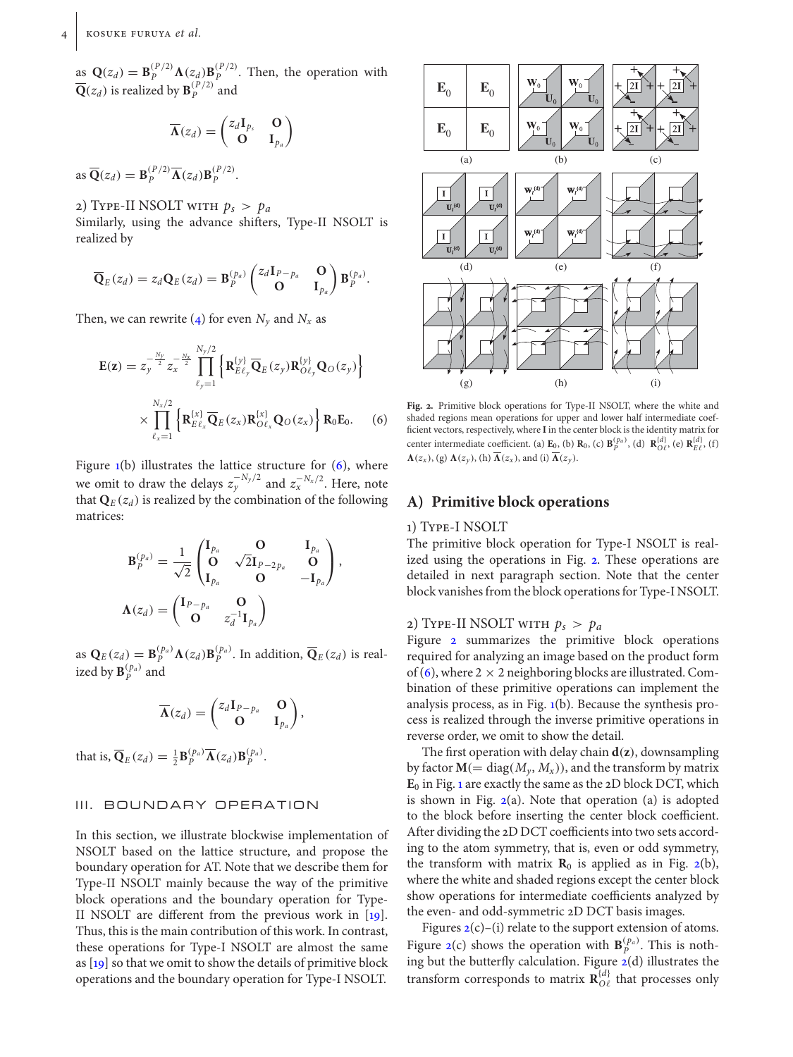as $\mathbf{Q}(z_d) = \mathbf{B}_P^{(P/2)}\boldsymbol{\Lambda}(z_d)\mathbf{B}_P^{(P/2)}$. Then, the operation with $\overline{\mathbf{Q}}(z_d)$ is realized by $\mathbf{B}_P^{(P/2)}$ and

$$\overline{\boldsymbol{\Lambda}}(z_d) = \begin{pmatrix} z_d\mathbf{I}_{p_s} & \mathbf{O} \\ \mathbf{O} & \mathbf{I}_{p_a} \end{pmatrix}$$

as $\overline{\mathbf{Q}}(z_d) = \mathbf{B}_P^{(P/2)}\overline{\boldsymbol{\Lambda}}(z_d)\mathbf{B}_P^{(P/2)}$.

2) Type-II NSOLT with $p_s > p_a$

Similarly, using the advance shifters, Type-II NSOLT is realized by

$$\overline{\mathbf{Q}}_E(z_d) = z_d\mathbf{Q}_E(z_d) = \mathbf{B}_P^{(p_a)}\begin{pmatrix} z_d\mathbf{I}_{P-p_a} & \mathbf{O} \\ \mathbf{O} & \mathbf{I}_{p_a} \end{pmatrix}\mathbf{B}_P^{(p_a)}.$$

Then, we can rewrite (4) for even $N_y$ and $N_x$ as

$$\mathbf{E}(\mathbf{z}) = z_y^{-\frac{N_y}{2}}z_x^{-\frac{N_x}{2}}\prod_{\ell_y=1}^{N_y/2}\left\{\mathbf{R}_{E\ell_y}^{\{y\}}\overline{\mathbf{Q}}_E(z_y)\mathbf{R}_{O\ell_y}^{\{y\}}\mathbf{Q}_O(z_y)\right\}$$
$$\times\prod_{\ell_x=1}^{N_x/2}\left\{\mathbf{R}_{E\ell_x}^{\{x\}}\overline{\mathbf{Q}}_E(z_x)\mathbf{R}_{O\ell_x}^{\{x\}}\mathbf{Q}_O(z_x)\right\}\mathbf{R}_0\mathbf{E}_0. \quad (6)$$

Figure 1(b) illustrates the lattice structure for (6), where we omit to draw the delays $z_y^{-N_y/2}$ and $z_x^{-N_x/2}$. Here, note that $\mathbf{Q}_E(z_d)$ is realized by the combination of the following matrices:

$$\mathbf{B}_P^{(p_a)} = \frac{1}{\sqrt{2}}\begin{pmatrix} \mathbf{I}_{p_a} & \mathbf{O} & \mathbf{I}_{p_a} \\ \mathbf{O} & \sqrt{2}\mathbf{I}_{P-2p_a} & \mathbf{O} \\ \mathbf{I}_{p_a} & \mathbf{O} & -\mathbf{I}_{p_a} \end{pmatrix},$$
$$\boldsymbol{\Lambda}(z_d) = \begin{pmatrix} \mathbf{I}_{P-p_a} & \mathbf{O} \\ \mathbf{O} & z_d^{-1}\mathbf{I}_{p_a} \end{pmatrix}$$

as $\mathbf{Q}_E(z_d) = \mathbf{B}_P^{(p_a)}\boldsymbol{\Lambda}(z_d)\mathbf{B}_P^{(p_a)}$. In addition, $\overline{\mathbf{Q}}_E(z_d)$ is realized by $\mathbf{B}_P^{(p_a)}$ and

$$\overline{\boldsymbol{\Lambda}}(z_d) = \begin{pmatrix} z_d\mathbf{I}_{P-p_a} & \mathbf{O} \\ \mathbf{O} & \mathbf{I}_{p_a} \end{pmatrix},$$

that is, $\overline{\mathbf{Q}}_E(z_d) = \frac{1}{2}\mathbf{B}_P^{(p_a)}\overline{\boldsymbol{\Lambda}}(z_d)\mathbf{B}_P^{(p_a)}$.

## III. BOUNDARY OPERATION

In this section, we illustrate blockwise implementation of NSOLT based on the lattice structure, and propose the boundary operation for AT. Note that we describe them for Type-II NSOLT mainly because the way of the primitive block operations and the boundary operation for Type-II NSOLT are different from the previous work in [19]. Thus, this is the main contribution of this work. In contrast, these operations for Type-I NSOLT are almost the same as [19] so that we omit to show the details of primitive block operations and the boundary operation for Type-I NSOLT.

(a) (b) (c) (d) (e) (f) (g) (h) (i)

Fig. 2. Primitive block operations for Type-II NSOLT, where the white and shaded regions mean operations for upper and lower half intermediate coefficient vectors, respectively, where $\mathbf{I}$ in the center block is the identity matrix for center intermediate coefficient. (a) $\mathbf{E}_0$, (b) $\mathbf{R}_0$, (c) $\mathbf{B}_P^{(p_a)}$, (d) $\mathbf{R}_{O\ell}^{\{d\}}$, (e) $\mathbf{R}_{E\ell}^{\{d\}}$, (f) $\boldsymbol{\Lambda}(z_x)$, (g) $\boldsymbol{\Lambda}(z_y)$, (h) $\overline{\boldsymbol{\Lambda}}(z_x)$, and (i) $\overline{\boldsymbol{\Lambda}}(z_y)$.

## A) Primitive block operations

1) Type-I NSOLT

The primitive block operation for Type-I NSOLT is realized using the operations in Fig. 2. These operations are detailed in next paragraph section. Note that the center block vanishes from the block operations for Type-I NSOLT.

2) Type-II NSOLT with $p_s > p_a$

Figure 2 summarizes the primitive block operations for analyzing an image based on the product form of (6), where $2 \times 2$ neighboring blocks are illustrated. Combination of these primitive operations can implement the analysis process, as in Fig. 1(b). Because the synthesis process is realized through the inverse primitive operations in reverse order, we omit to show the detail.

The first operation with delay chain $\mathbf{d}(\mathbf{z})$, downsampling by factor $\mathbf{M}(= \mathrm{diag}(M_y, M_x))$, and the transform by matrix $\mathbf{E}_0$ in Fig. 1 are exactly the same as the 2D block DCT, which is shown in Fig. 2(a). Note that operation (a) is adopted to the block before inserting the center block coefficient. After dividing the 2D DCT coefficients into two sets according to the atom symmetry, that is, even or odd symmetry, the transform with matrix $\mathbf{R}_0$ is applied as in Fig. 2(b), where the white and shaded regions except the center block show operations for intermediate coefficients analyzed by the even- and odd-symmetric 2D DCT basis images.

Figures 2(c)–(i) relate to the support extension of atoms. Figure 2(c) shows the operation with $\mathbf{B}_P^{(p_a)}$. This is nothing but the butterfly calculation. Figure 2(d) illustrates the transform corresponds to matrix $\mathbf{R}_{O\ell}^{\{d\}}$ that processes only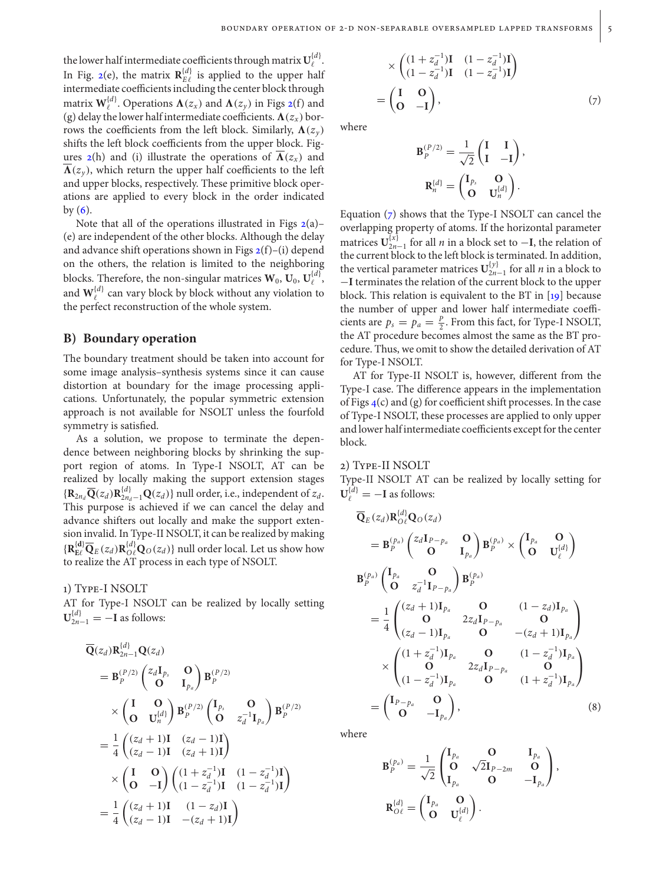the lower half intermediate coefficients through matrix $\mathbf{U}_{\ell}^{\{d\}}$. In Fig. 2(e), the matrix $\mathbf{R}_{E\ell}^{\{d\}}$ is applied to the upper half intermediate coefficients including the center block through matrix $\mathbf{W}_{\ell}^{\{d\}}$. Operations $\mathbf{\Lambda}(z_x)$ and $\mathbf{\Lambda}(z_y)$ in Figs 2(f) and (g) delay the lower half intermediate coefficients. $\mathbf{\Lambda}(z_x)$ borrows the coefficients from the left block. Similarly, $\mathbf{\Lambda}(z_y)$ shifts the left block coefficients from the upper block. Figures 2(h) and (i) illustrate the operations of $\overline{\mathbf{\Lambda}}(z_x)$ and $\overline{\mathbf{\Lambda}}(z_y)$, which return the upper half coefficients to the left and upper blocks, respectively. These primitive block operations are applied to every block in the order indicated by (6).

Note that all of the operations illustrated in Figs 2(a)–(e) are independent of the other blocks. Although the delay and advance shift operations shown in Figs 2(f)–(i) depend on the others, the relation is limited to the neighboring blocks. Therefore, the non-singular matrices $\mathbf{W}_0$, $\mathbf{U}_0$, $\mathbf{U}_{\ell}^{\{d\}}$, and $\mathbf{W}_{\ell}^{\{d\}}$ can vary block by block without any violation to the perfect reconstruction of the whole system.

## B) Boundary operation

The boundary treatment should be taken into account for some image analysis–synthesis systems since it can cause distortion at boundary for the image processing applications. Unfortunately, the popular symmetric extension approach is not available for NSOLT unless the fourfold symmetry is satisfied.

As a solution, we propose to terminate the dependence between neighboring blocks by shrinking the support region of atoms. In Type-I NSOLT, AT can be realized by locally making the support extension stages $\{\mathbf{R}_{2n_d}\overline{\mathbf{Q}}(z_d)\mathbf{R}_{2n_d-1}^{\{d\}}\mathbf{Q}(z_d)\}$ null order, i.e., independent of $z_d$. This purpose is achieved if we can cancel the delay and advance shifters out locally and make the support extension invalid. In Type-II NSOLT, it can be realized by making $\{\mathbf{R}_{E\ell}^{\{d\}}\overline{\mathbf{Q}}_E(z_d)\mathbf{R}_{O\ell}^{\{d\}}\mathbf{Q}_O(z_d)\}$ null order local. Let us show how to realize the AT process in each type of NSOLT.

### 1) Type-I NSOLT

AT for Type-I NSOLT can be realized by locally setting $\mathbf{U}_{2n-1}^{\{d\}} = -\mathbf{I}$ as follows:

$$
\begin{aligned}
&\overline{\mathbf{Q}}(z_d)\mathbf{R}_{2n-1}^{\{d\}}\mathbf{Q}(z_d) \\
&= \mathbf{B}_P^{(P/2)}\begin{pmatrix} z_d\mathbf{I}_{p_s} & \mathbf{O} \\ \mathbf{O} & \mathbf{I}_{p_a}\end{pmatrix}\mathbf{B}_P^{(P/2)} \\
&\quad\times\begin{pmatrix} \mathbf{I} & \mathbf{O} \\ \mathbf{O} & \mathbf{U}_n^{\{d\}}\end{pmatrix}\mathbf{B}_P^{(P/2)}\begin{pmatrix} \mathbf{I}_{p_s} & \mathbf{O} \\ \mathbf{O} & z_d^{-1}\mathbf{I}_{p_a}\end{pmatrix}\mathbf{B}_P^{(P/2)} \\
&= \frac{1}{4}\begin{pmatrix} (z_d+1)\mathbf{I} & (z_d-1)\mathbf{I} \\ (z_d-1)\mathbf{I} & (z_d+1)\mathbf{I}\end{pmatrix} \\
&\quad\times\begin{pmatrix} \mathbf{I} & \mathbf{O} \\ \mathbf{O} & -\mathbf{I}\end{pmatrix}\begin{pmatrix} (1+z_d^{-1})\mathbf{I} & (1-z_d^{-1})\mathbf{I} \\ (1-z_d^{-1})\mathbf{I} & (1-z_d^{-1})\mathbf{I}\end{pmatrix} \\
&= \frac{1}{4}\begin{pmatrix} (z_d+1)\mathbf{I} & (1-z_d)\mathbf{I} \\ (z_d-1)\mathbf{I} & -(z_d+1)\mathbf{I}\end{pmatrix} \\
&\quad\times\begin{pmatrix} (1+z_d^{-1})\mathbf{I} & (1-z_d^{-1})\mathbf{I} \\ (1-z_d^{-1})\mathbf{I} & (1-z_d^{-1})\mathbf{I}\end{pmatrix} \\
&= \begin{pmatrix} \mathbf{I} & \mathbf{O} \\ \mathbf{O} & -\mathbf{I}\end{pmatrix},
\end{aligned}
\tag{7}
$$

where

$$
\mathbf{B}_P^{(P/2)} = \frac{1}{\sqrt{2}}\begin{pmatrix} \mathbf{I} & \mathbf{I} \\ \mathbf{I} & -\mathbf{I}\end{pmatrix},
$$

$$
\mathbf{R}_n^{\{d\}} = \begin{pmatrix} \mathbf{I}_{p_s} & \mathbf{O} \\ \mathbf{O} & \mathbf{U}_n^{\{d\}}\end{pmatrix}.
$$

Equation (7) shows that the Type-I NSOLT can cancel the overlapping property of atoms. If the horizontal parameter matrices $\mathbf{U}_{2n-1}^{\{x\}}$ for all $n$ in a block set to $-\mathbf{I}$, the relation of the current block to the left block is terminated. In addition, the vertical parameter matrices $\mathbf{U}_{2n-1}^{\{y\}}$ for all $n$ in a block to $-\mathbf{I}$ terminates the relation of the current block to the upper block. This relation is equivalent to the BT in [19] because the number of upper and lower half intermediate coefficients are $p_s = p_a = \frac{P}{2}$. From this fact, for Type-I NSOLT, the AT procedure becomes almost the same as the BT procedure. Thus, we omit to show the detailed derivation of AT for Type-I NSOLT.

AT for Type-II NSOLT is, however, different from the Type-I case. The difference appears in the implementation of Figs 4(c) and (g) for coefficient shift processes. In the case of Type-I NSOLT, these processes are applied to only upper and lower half intermediate coefficients except for the center block.

### 2) Type-II NSOLT

Type-II NSOLT AT can be realized by locally setting for $\mathbf{U}_{\ell}^{\{d\}} = -\mathbf{I}$ as follows:

$$
\begin{aligned}
&\overline{\mathbf{Q}}_E(z_d)\mathbf{R}_{O\ell}^{\{d\}}\mathbf{Q}_O(z_d) \\
&= \mathbf{B}_P^{(p_a)}\begin{pmatrix} z_d\mathbf{I}_{P-p_a} & \mathbf{O} \\ \mathbf{O} & \mathbf{I}_{p_a}\end{pmatrix}\mathbf{B}_P^{(p_a)}\times\begin{pmatrix} \mathbf{I}_{p_a} & \mathbf{O} \\ \mathbf{O} & \mathbf{U}_{\ell}^{\{d\}}\end{pmatrix} \\
&\mathbf{B}_P^{(p_a)}\begin{pmatrix} \mathbf{I}_{p_a} & \mathbf{O} \\ \mathbf{O} & z_d^{-1}\mathbf{I}_{P-p_a}\end{pmatrix}\mathbf{B}_P^{(p_a)} \\
&= \frac{1}{4}\begin{pmatrix} (z_d+1)\mathbf{I}_{p_a} & \mathbf{O} & (1-z_d)\mathbf{I}_{p_a} \\ \mathbf{O} & 2z_d\mathbf{I}_{P-p_a} & \mathbf{O} \\ (z_d-1)\mathbf{I}_{p_a} & \mathbf{O} & -(z_d+1)\mathbf{I}_{p_a}\end{pmatrix} \\
&\quad\times\begin{pmatrix} (1+z_d^{-1})\mathbf{I}_{p_a} & \mathbf{O} & (1-z_d^{-1})\mathbf{I}_{p_a} \\ \mathbf{O} & 2z_d\mathbf{I}_{P-p_a} & \mathbf{O} \\ (1-z_d^{-1})\mathbf{I}_{p_a} & \mathbf{O} & (1+z_d^{-1})\mathbf{I}_{p_a}\end{pmatrix} \\
&= \begin{pmatrix} \mathbf{I}_{P-p_a} & \mathbf{O} \\ \mathbf{O} & -\mathbf{I}_{p_a}\end{pmatrix},
\end{aligned}
\tag{8}
$$

where

$$
\mathbf{B}_P^{(p_a)} = \frac{1}{\sqrt{2}}\begin{pmatrix} \mathbf{I}_{p_a} & \mathbf{O} & \mathbf{I}_{p_a} \\ \mathbf{O} & \sqrt{2}\mathbf{I}_{P-2m} & \mathbf{O} \\ \mathbf{I}_{p_a} & \mathbf{O} & -\mathbf{I}_{p_a}\end{pmatrix},
$$

$$
\mathbf{R}_{O\ell}^{\{d\}} = \begin{pmatrix} \mathbf{I}_{p_a} & \mathbf{O} \\ \mathbf{O} & \mathbf{U}_{\ell}^{\{d\}}\end{pmatrix}.
$$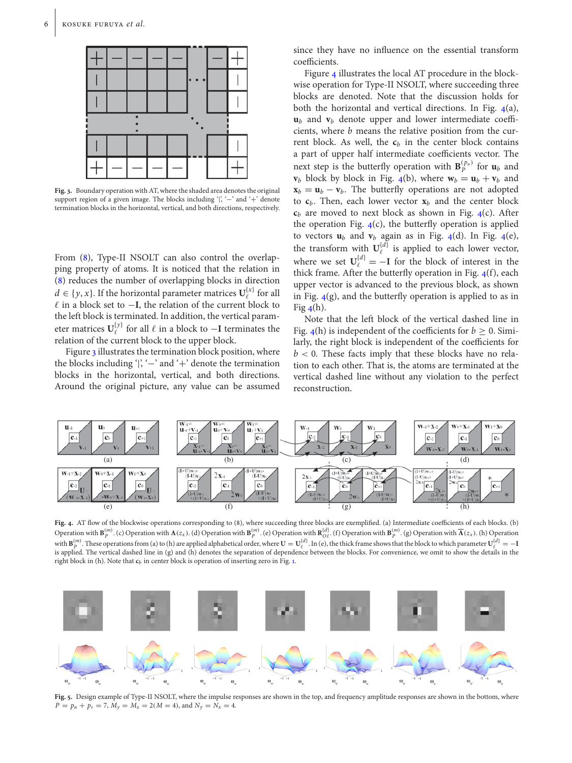Fig. 3. Boundary operation with AT, where the shaded area denotes the original support region of a given image. The blocks including '|', '−' and '+' denote termination blocks in the horizontal, vertical, and both directions, respectively.

From (8), Type-II NSOLT can also control the overlapping property of atoms. It is noticed that the relation in (8) reduces the number of overlapping blocks in direction $d \in \{y, x\}$. If the horizontal parameter matrices $\mathbf{U}_\ell^{\{x\}}$ for all $\ell$ in a block set to $-\mathbf{I}$, the relation of the current block to the left block is terminated. In addition, the vertical parameter matrices $\mathbf{U}_\ell^{\{y\}}$ for all $\ell$ in a block to $-\mathbf{I}$ terminates the relation of the current block to the upper block.

Figure 3 illustrates the termination block position, where the blocks including '|', '−' and '+' denote the termination blocks in the horizontal, vertical, and both directions. Around the original picture, any value can be assumed since they have no influence on the essential transform coefficients.

Figure 4 illustrates the local AT procedure in the blockwise operation for Type-II NSOLT, where succeeding three blocks are denoted. Note that the discussion holds for both the horizontal and vertical directions. In Fig. 4(a), $\mathbf{u}_b$ and $\mathbf{v}_b$ denote upper and lower intermediate coefficients, where $b$ means the relative position from the current block. As well, the $\mathbf{c}_b$ in the center block contains a part of upper half intermediate coefficients vector. The next step is the butterfly operation with $\mathbf{B}_P^{(p_a)}$ for $\mathbf{u}_b$ and $\mathbf{v}_b$ block by block in Fig. 4(b), where $\mathbf{w}_b = \mathbf{u}_b + \mathbf{v}_b$ and $\mathbf{x}_b = \mathbf{u}_b - \mathbf{v}_b$. The butterfly operations are not adopted to $\mathbf{c}_b$. Then, each lower vector $\mathbf{x}_b$ and the center block $\mathbf{c}_b$ are moved to next block as shown in Fig. 4(c). After the operation Fig. 4(c), the butterfly operation is applied to vectors $\mathbf{u}_b$ and $\mathbf{v}_b$ again as in Fig. 4(d). In Fig. 4(e), the transform with $\mathbf{U}_\ell^{\{d\}}$ is applied to each lower vector, where we set $\mathbf{U}_\ell^{\{d\}} = -\mathbf{I}$ for the block of interest in the thick frame. After the butterfly operation in Fig. 4(f), each upper vector is advanced to the previous block, as shown in Fig. 4(g), and the butterfly operation is applied to as in Fig 4(h).

Note that the left block of the vertical dashed line in Fig. 4(h) is independent of the coefficients for $b \geq 0$. Similarly, the right block is independent of the coefficients for $b < 0$. These facts imply that these blocks have no relation to each other. That is, the atoms are terminated at the vertical dashed line without any violation to the perfect reconstruction.

Fig. 4. AT flow of the blockwise operations corresponding to (8), where succeeding three blocks are exemplified. (a) Intermediate coefficients of each blocks. (b) Operation with $\mathbf{B}_P^{(m)}$. (c) Operation with $\mathbf{\Lambda}(z_x)$. (d) Operation with $\mathbf{B}_P^{(m)}$. (e) Operation with $\mathbf{R}_{O\ell}^{\{d\}}$. (f) Operation with $\mathbf{B}_P^{(m)}$. (g) Operation with $\overline{\mathbf{\Lambda}}(z_x)$. (h) Operation with $\mathbf{B}_P^{(m)}$. These operations from (a) to (h) are applied alphabetical order, where $\mathbf{U} = \mathbf{U}_\ell^{\{d\}}$. In (e), the thick frame shows that the block to which parameter $\mathbf{U}_\ell^{\{d\}} = -\mathbf{I}$ is applied. The vertical dashed line in (g) and (h) denotes the separation of dependence between the blocks. For convenience, we omit to show the details in the right block in (h). Note that $\mathbf{c}_b$ in center block is operation of inserting zero in Fig. 1.

Fig. 5. Design example of Type-II NSOLT, where the impulse responses are shown in the top, and frequency amplitude responses are shown in the bottom, where $P = p_a + p_s = 7$, $M_y = M_x = 2(M = 4)$, and $N_y = N_x = 4$.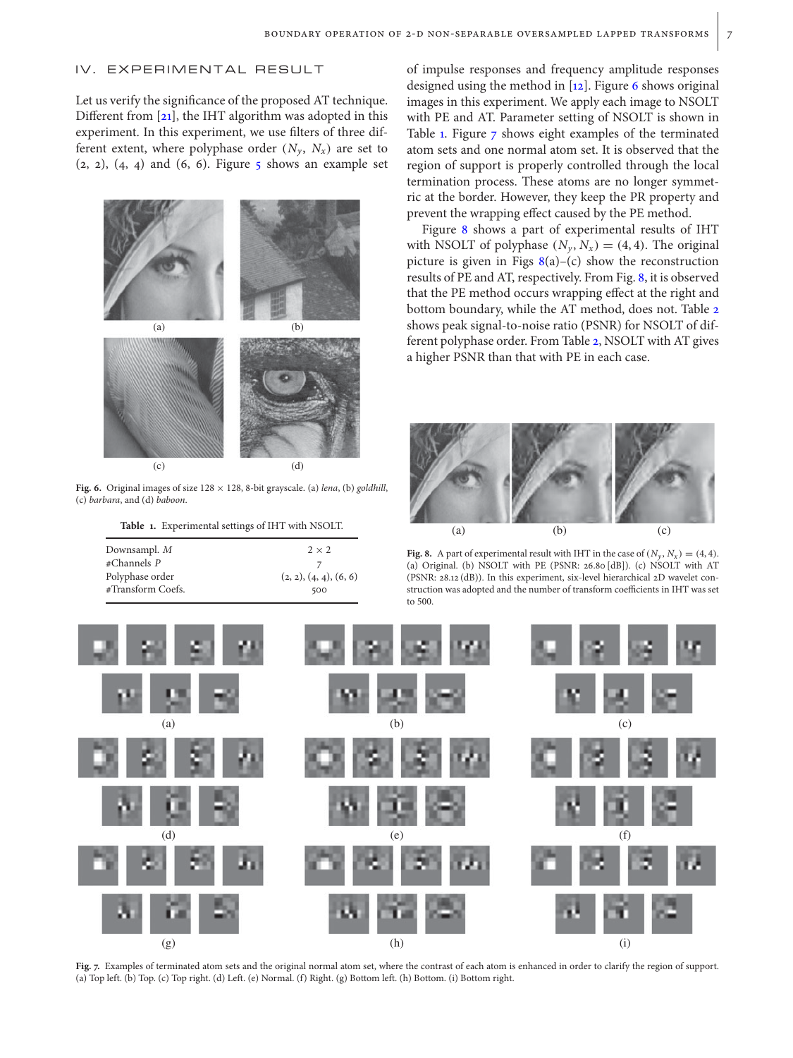## IV. EXPERIMENTAL RESULT

Let us verify the significance of the proposed AT technique. Different from [21], the IHT algorithm was adopted in this experiment. In this experiment, we use filters of three different extent, where polyphase order $(N_y, N_x)$ are set to $(2, 2)$, $(4, 4)$ and $(6, 6)$. Figure 5 shows an example set of impulse responses and frequency amplitude responses designed using the method in [12]. Figure 6 shows original images in this experiment. We apply each image to NSOLT with PE and AT. Parameter setting of NSOLT is shown in Table 1. Figure 7 shows eight examples of the terminated atom sets and one normal atom set. It is observed that the region of support is properly controlled through the local termination process. These atoms are no longer symmetric at the border. However, they keep the PR property and prevent the wrapping effect caused by the PE method.

Figure 8 shows a part of experimental results of IHT with NSOLT of polyphase $(N_y, N_x) = (4, 4)$. The original picture is given in Figs 8(a)–(c) show the reconstruction results of PE and AT, respectively. From Fig. 8, it is observed that the PE method occurs wrapping effect at the right and bottom boundary, while the AT method, does not. Table 2 shows peak signal-to-noise ratio (PSNR) for NSOLT of different polyphase order. From Table 2, NSOLT with AT gives a higher PSNR than that with PE in each case.

**Fig. 6.** Original images of size $128 \times 128$, 8-bit grayscale. (a) *lena*, (b) *goldhill*, (c) *barbara*, and (d) *baboon*.

**Table 1.** Experimental settings of IHT with NSOLT.

| | |
|---|---|
| Downsampl. $M$ | $2 \times 2$ |
| #Channels $P$ | 7 |
| Polyphase order | (2, 2), (4, 4), (6, 6) |
| #Transform Coefs. | 500 |

**Fig. 8.** A part of experimental result with IHT in the case of $(N_y, N_x) = (4, 4)$. (a) Original. (b) NSOLT with PE (PSNR: 26.80 [dB]). (c) NSOLT with AT (PSNR: 28.12 (dB)). In this experiment, six-level hierarchical 2D wavelet construction was adopted and the number of transform coefficients in IHT was set to 500.

**Fig. 7.** Examples of terminated atom sets and the original normal atom set, where the contrast of each atom is enhanced in order to clarify the region of support. (a) Top left. (b) Top. (c) Top right. (d) Left. (e) Normal. (f) Right. (g) Bottom left. (h) Bottom. (i) Bottom right.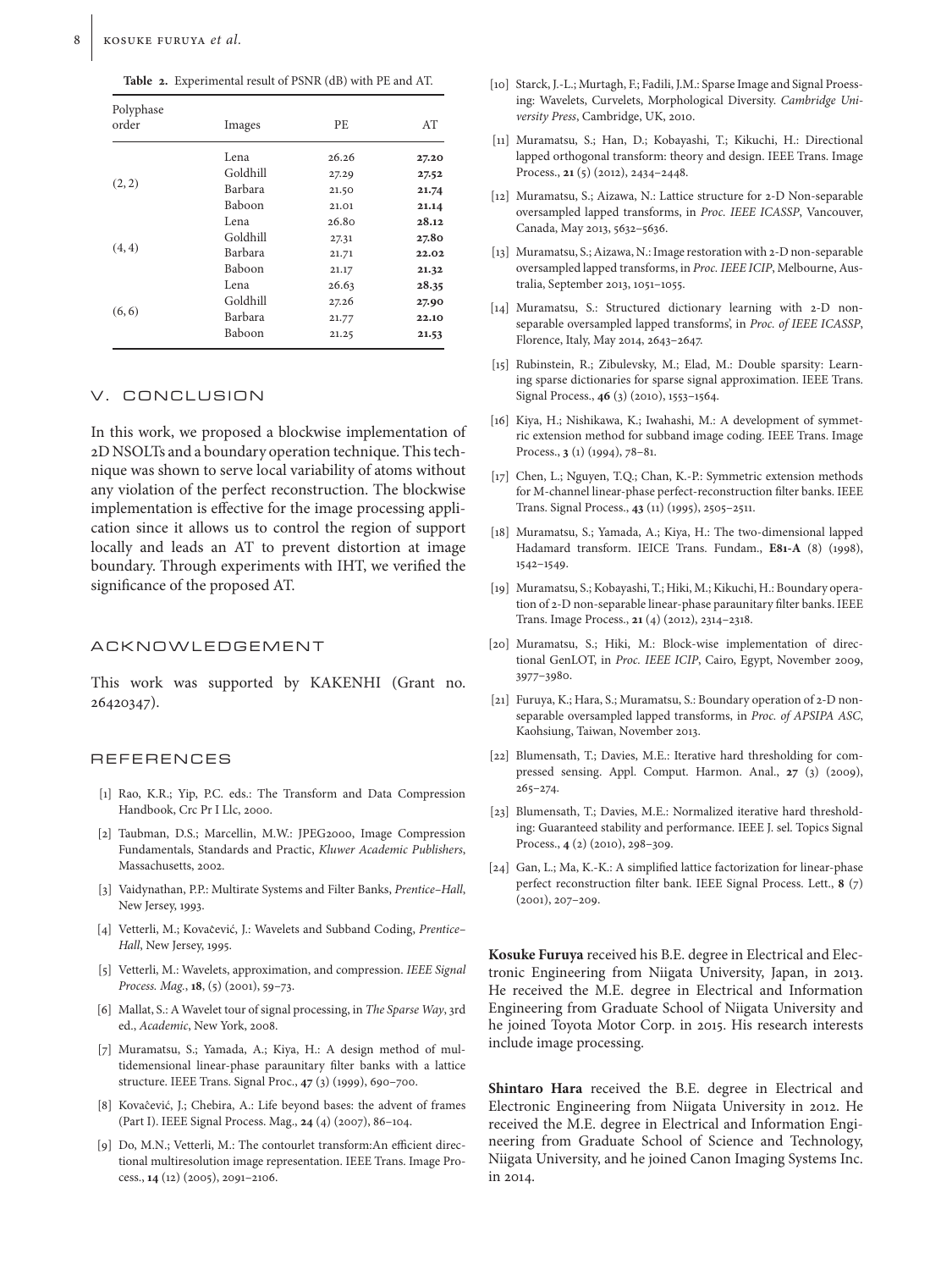**Table 2.** Experimental result of PSNR (dB) with PE and AT.

| Polyphase order | Images | PE | AT |
|---|---|---|---|
| (2, 2) | Lena | 26.26 | **27.20** |
| | Goldhill | 27.29 | **27.52** |
| | Barbara | 21.50 | **21.74** |
| | Baboon | 21.01 | **21.14** |
| (4, 4) | Lena | 26.80 | **28.12** |
| | Goldhill | 27.31 | **27.80** |
| | Barbara | 21.71 | **22.02** |
| | Baboon | 21.17 | **21.32** |
| (6, 6) | Lena | 26.63 | **28.35** |
| | Goldhill | 27.26 | **27.90** |
| | Barbara | 21.77 | **22.10** |
| | Baboon | 21.25 | **21.53** |

## V. CONCLUSION

In this work, we proposed a blockwise implementation of 2D NSOLTs and a boundary operation technique. This technique was shown to serve local variability of atoms without any violation of the perfect reconstruction. The blockwise implementation is effective for the image processing application since it allows us to control the region of support locally and leads an AT to prevent distortion at image boundary. Through experiments with IHT, we verified the significance of the proposed AT.

## ACKNOWLEDGEMENT

This work was supported by KAKENHI (Grant no. 26420347).

## REFERENCES

[1] Rao, K.R.; Yip, P.C. eds.: The Transform and Data Compression Handbook, Crc Pr I Llc, 2000.

[2] Taubman, D.S.; Marcellin, M.W.: JPEG2000, Image Compression Fundamentals, Standards and Practic, *Kluwer Academic Publishers*, Massachusetts, 2002.

[3] Vaidynathan, P.P.: Multirate Systems and Filter Banks, *Prentice–Hall*, New Jersey, 1993.

[4] Vetterli, M.; Kovačević, J.: Wavelets and Subband Coding, *Prentice–Hall*, New Jersey, 1995.

[5] Vetterli, M.: Wavelets, approximation, and compression. *IEEE Signal Process. Mag.*, **18**, (5) (2001), 59–73.

[6] Mallat, S.: A Wavelet tour of signal processing, in *The Sparse Way*, 3rd ed., *Academic*, New York, 2008.

[7] Muramatsu, S.; Yamada, A.; Kiya, H.: A design method of multidemensional linear-phase paraunitary filter banks with a lattice structure. IEEE Trans. Signal Proc., **47** (3) (1999), 690–700.

[8] Kovačević, J.; Chebira, A.: Life beyond bases: the advent of frames (Part I). IEEE Signal Process. Mag., **24** (4) (2007), 86–104.

[9] Do, M.N.; Vetterli, M.: The contourlet transform:An efficient directional multiresolution image representation. IEEE Trans. Image Process., **14** (12) (2005), 2091–2106.

[10] Starck, J.-L.; Murtagh, F.; Fadili, J.M.: Sparse Image and Signal Proessing: Wavelets, Curvelets, Morphological Diversity. *Cambridge University Press*, Cambridge, UK, 2010.

[11] Muramatsu, S.; Han, D.; Kobayashi, T.; Kikuchi, H.: Directional lapped orthogonal transform: theory and design. IEEE Trans. Image Process., **21** (5) (2012), 2434–2448.

[12] Muramatsu, S.; Aizawa, N.: Lattice structure for 2-D Non-separable oversampled lapped transforms, in *Proc. IEEE ICASSP*, Vancouver, Canada, May 2013, 5632–5636.

[13] Muramatsu, S.; Aizawa, N.: Image restoration with 2-D non-separable oversampled lapped transforms, in *Proc. IEEE ICIP*, Melbourne, Australia, September 2013, 1051–1055.

[14] Muramatsu, S.: Structured dictionary learning with 2-D non-separable oversampled lapped transforms', in *Proc. of IEEE ICASSP*, Florence, Italy, May 2014, 2643–2647.

[15] Rubinstein, R.; Zibulevsky, M.; Elad, M.: Double sparsity: Learning sparse dictionaries for sparse signal approximation. IEEE Trans. Signal Process., **46** (3) (2010), 1553–1564.

[16] Kiya, H.; Nishikawa, K.; Iwahashi, M.: A development of symmetric extension method for subband image coding. IEEE Trans. Image Process., **3** (1) (1994), 78–81.

[17] Chen, L.; Nguyen, T.Q.; Chan, K.-P.: Symmetric extension methods for M-channel linear-phase perfect-reconstruction filter banks. IEEE Trans. Signal Process., **43** (11) (1995), 2505–2511.

[18] Muramatsu, S.; Yamada, A.; Kiya, H.: The two-dimensional lapped Hadamard transform. IEICE Trans. Fundam., **E81-A** (8) (1998), 1542–1549.

[19] Muramatsu, S.; Kobayashi, T.; Hiki, M.; Kikuchi, H.: Boundary operation of 2-D non-separable linear-phase paraunitary filter banks. IEEE Trans. Image Process., **21** (4) (2012), 2314–2318.

[20] Muramatsu, S.; Hiki, M.: Block-wise implementation of directional GenLOT, in *Proc. IEEE ICIP*, Cairo, Egypt, November 2009, 3977–3980.

[21] Furuya, K.; Hara, S.; Muramatsu, S.: Boundary operation of 2-D non-separable oversampled lapped transforms, in *Proc. of APSIPA ASC*, Kaohsiung, Taiwan, November 2013.

[22] Blumensath, T.; Davies, M.E.: Iterative hard thresholding for compressed sensing. Appl. Comput. Harmon. Anal., **27** (3) (2009), 265–274.

[23] Blumensath, T.; Davies, M.E.: Normalized iterative hard thresholding: Guaranteed stability and performance. IEEE J. sel. Topics Signal Process., **4** (2) (2010), 298–309.

[24] Gan, L.; Ma, K.-K.: A simplified lattice factorization for linear-phase perfect reconstruction filter bank. IEEE Signal Process. Lett., **8** (7) (2001), 207–209.

**Kosuke Furuya** received his B.E. degree in Electrical and Electronic Engineering from Niigata University, Japan, in 2013. He received the M.E. degree in Electrical and Information Engineering from Graduate School of Niigata University and he joined Toyota Motor Corp. in 2015. His research interests include image processing.

**Shintaro Hara** received the B.E. degree in Electrical and Electronic Engineering from Niigata University in 2012. He received the M.E. degree in Electrical and Information Engineering from Graduate School of Science and Technology, Niigata University, and he joined Canon Imaging Systems Inc. in 2014.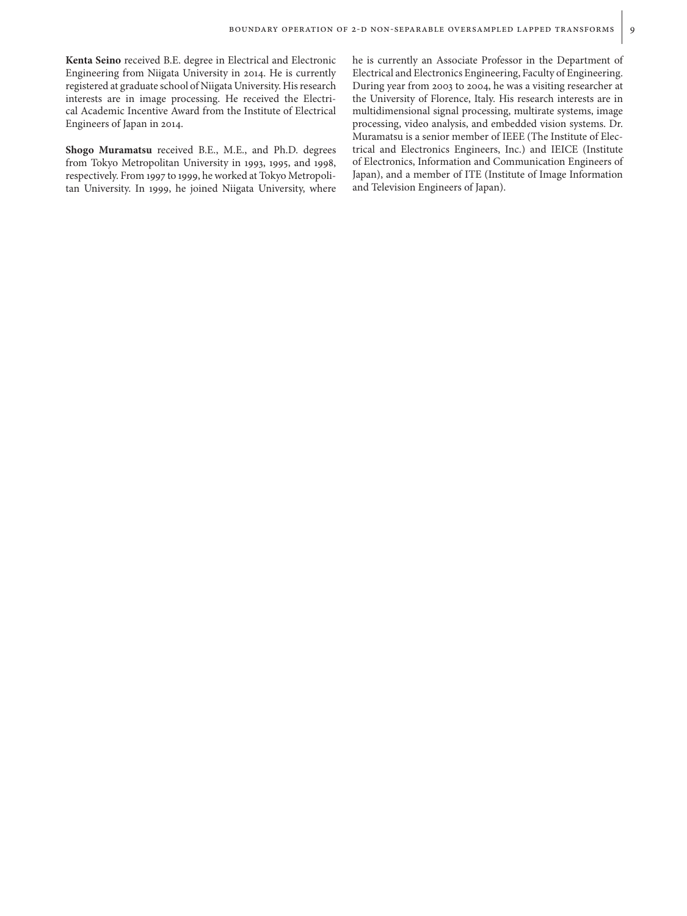**Kenta Seino** received B.E. degree in Electrical and Electronic Engineering from Niigata University in 2014. He is currently registered at graduate school of Niigata University. His research interests are in image processing. He received the Electrical Academic Incentive Award from the Institute of Electrical Engineers of Japan in 2014.

**Shogo Muramatsu** received B.E., M.E., and Ph.D. degrees from Tokyo Metropolitan University in 1993, 1995, and 1998, respectively. From 1997 to 1999, he worked at Tokyo Metropolitan University. In 1999, he joined Niigata University, where he is currently an Associate Professor in the Department of Electrical and Electronics Engineering, Faculty of Engineering. During year from 2003 to 2004, he was a visiting researcher at the University of Florence, Italy. His research interests are in multidimensional signal processing, multirate systems, image processing, video analysis, and embedded vision systems. Dr. Muramatsu is a senior member of IEEE (The Institute of Electrical and Electronics Engineers, Inc.) and IEICE (Institute of Electronics, Information and Communication Engineers of Japan), and a member of ITE (Institute of Image Information and Television Engineers of Japan).